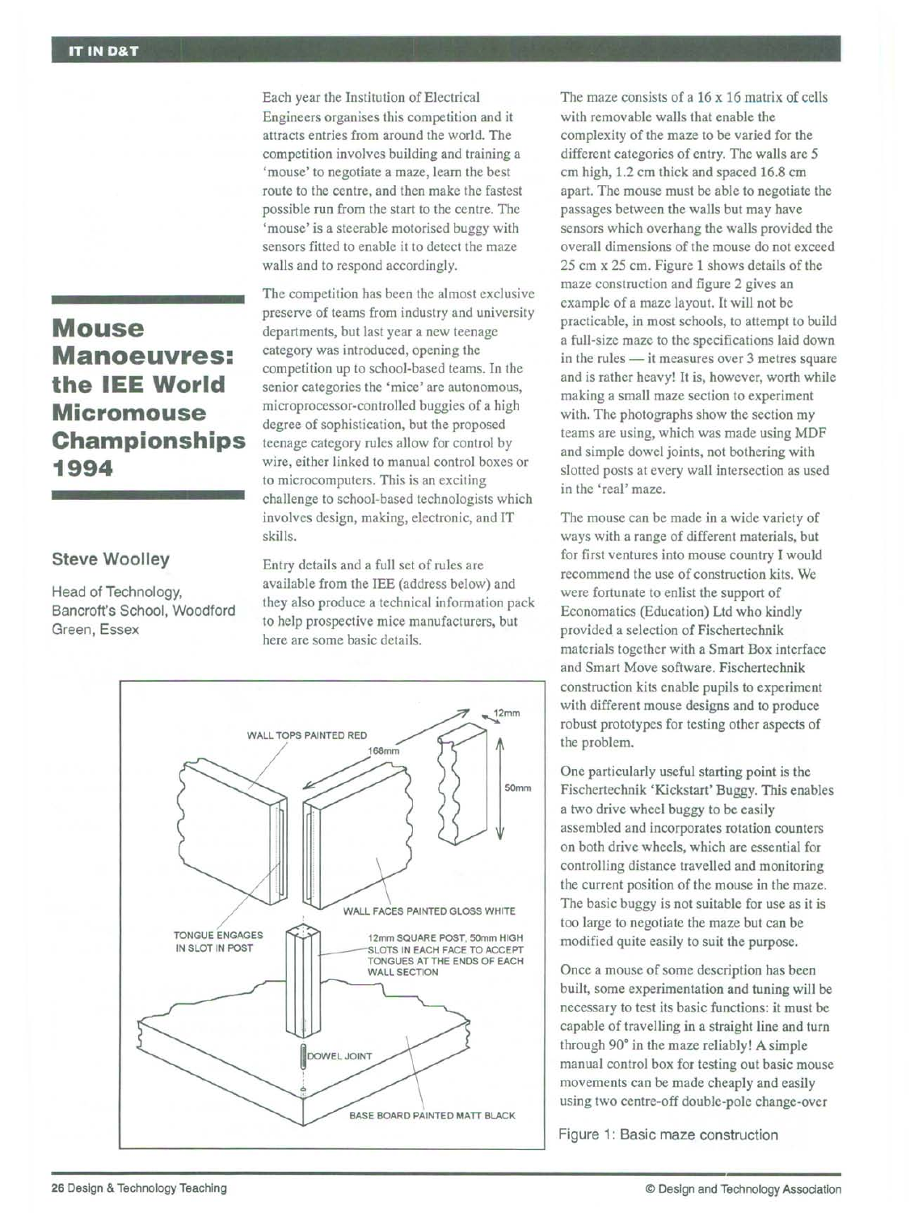# Mouse Manoeuvres: the IEE World Micromouse Championships 1994

## Steve Woolley

Head of Technology, Bancroft's School, Woodford Green, Essex

Each year the Institution of Electrical Engineers organises this competition and it attracts entries from around the world. The competition involves building and training a 'mouse' to negotiate a maze, learn the best route to the centre, and then make the fastest possible run from the start to the centre. The 'mouse' is a steerable motorised buggy with sensors fitted to enable it to detect the maze walls and to respond accordingly.

The competition has been the almost exclusive preserve of teams from industry and university departments, but last year a new teenage category was introduced, opening the competition up to school-based teams. In the senior categories the 'mice' are autonomous, microprocessor-controlled buggies of a high degree of sophistication, but the proposed teenage category rules allow for control by wire, either linked to manual control boxes or to microcomputers. This is an exciting challenge to school-based technologists which involves design, making, electronic, and IT skills.

Entry details and a full set of rules are available from the IEE (address below) and they also produce a technical information pack to help prospective mice manufacturers, but here are some basic details.

The maze consists of a 16 x 16 matrix of cells with removable walls that enable the complexity of the maze to be varied for the different categories of entry. The walls are 5 cm high, 1.2 cm thick and spaced 16.8 cm apart. The mouse must be able to negotiate the passages between the walls but may have sensors which overhang the walls provided the overall dimensions of the mouse do not exceed 25 cm x 25 cm. Figure 1 shows details of the maze construction and figure 2 gives an example of a maze layout. It will not be practicable, in most schools, to attempt to build a full-size maze to the specifications laid down in the rules — it measures over 3 metres square and is rather heavy! It is, however, worth while making a small maze section to experiment with. The photographs show the section my teams are using, which was made using MDF and simple dowel joints, not bothering with slotted posts at every wall intersection as used in the 'real' maze.

The mouse can be made in a wide variety of ways with a range of different materials, but for first ventures into mouse country I would recommend the use of construction kits. We were fortunate to enlist the support of Economatics (Education) Ltd who kindly provided a selection of Fischertechnik materials together with a Smart Box interface and Smart Move software. Fischertechnik construction kits enable pupils to experiment with different mouse designs and to produce robust prototypes for testing other aspects of the problem.

One particularly useful starting point is the Fischertechnik 'Kickstart' Buggy. This enables a two drive wheel buggy to be easily assembled and incorporates rotation counters on both drive wheels, which are essential for controlling distance travelled and monitoring the current position of the mouse in the maze. The basic buggy is not suitable for use as it is too large to negotiate the maze but can be modified quite easily to suit the purpose.

Once a mouse of some description has been built, some experimentation and tuning will be necessary to test its basic functions: it must be capable of travelling in a straight line and turn through 90° in the maze reliably! A simple manual control box for testing out basic mouse movements can be made cheaply and easily using two centre-off double-pole change-over

WALL TOPS PAINTED RED
168mm
12mm
50mm
WALL FACES PAINTED GLOSS WHITE
TONGUE ENGAGES IN SLOT IN POST
12mm SQUARE POST, 50mm HIGH SLOTS IN EACH FACE TO ACCEPT TONGUES AT THE ENDS OF EACH WALL SECTION
DOWEL JOINT
BASE BOARD PAINTED MATT BLACK

Figure 1: Basic maze construction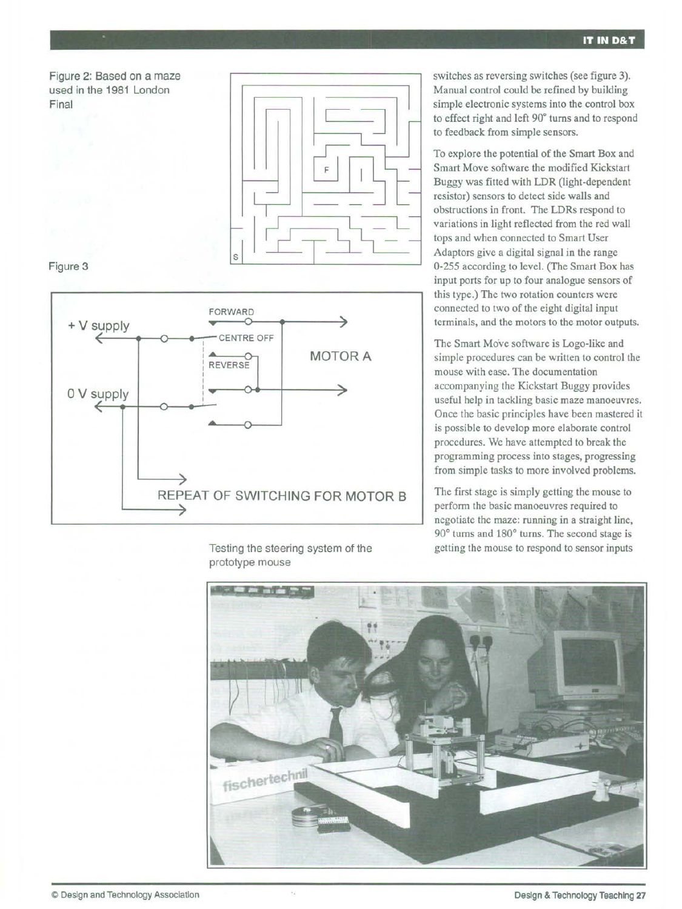Figure 2: Based on a maze used in the 1981 London Final

Figure 3

FORWARD

+ V supply

CENTRE OFF

REVERSE

MOTOR A

0 V supply

REPEAT OF SWITCHING FOR MOTOR B

Testing the steering system of the prototype mouse

switches as reversing switches (see figure 3). Manual control could be refined by building simple electronic systems into the control box to effect right and left 90° turns and to respond to feedback from simple sensors.

To explore the potential of the Smart Box and Smart Move software the modified Kickstart Buggy was fitted with LDR (light-dependent resistor) sensors to detect side walls and obstructions in front. The LDRs respond to variations in light reflected from the red wall tops and when connected to Smart User Adaptors give a digital signal in the range 0-255 according to level. (The Smart Box has input ports for up to four analogue sensors of this type.) The two rotation counters were connected to two of the eight digital input terminals, and the motors to the motor outputs.

The Smart Move software is Logo-like and simple procedures can be written to control the mouse with ease. The documentation accompanying the Kickstart Buggy provides useful help in tackling basic maze manoeuvres. Once the basic principles have been mastered it is possible to develop more elaborate control procedures. We have attempted to break the programming process into stages, progressing from simple tasks to more involved problems.

The first stage is simply getting the mouse to perform the basic manoeuvres required to negotiate the maze: running in a straight line, 90° turns and 180° turns. The second stage is getting the mouse to respond to sensor inputs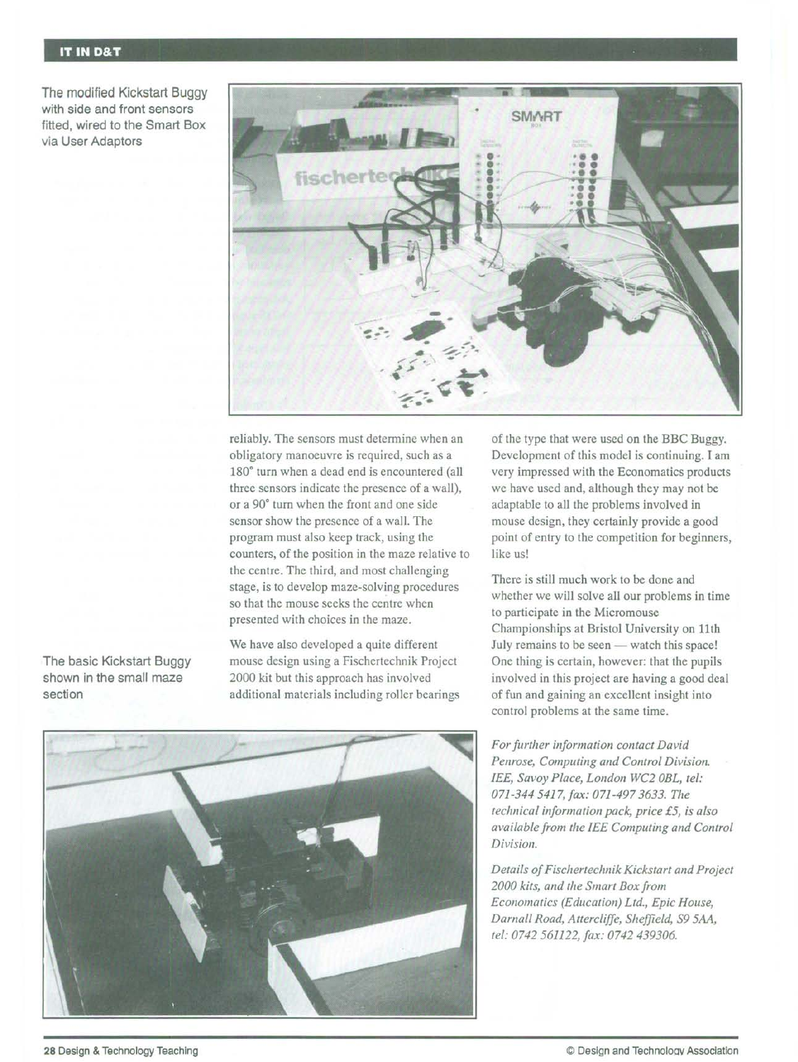The modified Kickstart Buggy with side and front sensors fitted, wired to the Smart Box via User Adaptors

reliably. The sensors must determine when an obligatory manoeuvre is required, such as a 180° turn when a dead end is encountered (all three sensors indicate the presence of a wall), or a 90° turn when the front and one side sensor show the presence of a wall. The program must also keep track, using the counters, of the position in the maze relative to the centre. The third, and most challenging stage, is to develop maze-solving procedures so that the mouse seeks the centre when presented with choices in the maze.

We have also developed a quite different mouse design using a Fischertechnik Project 2000 kit but this approach has involved additional materials including roller bearings of the type that were used on the BBC Buggy. Development of this model is continuing. I am very impressed with the Economatics products we have used and, although they may not be adaptable to all the problems involved in mouse design, they certainly provide a good point of entry to the competition for beginners, like us!

There is still much work to be done and whether we will solve all our problems in time to participate in the Micromouse Championships at Bristol University on 11th July remains to be seen — watch this space! One thing is certain, however: that the pupils involved in this project are having a good deal of fun and gaining an excellent insight into control problems at the same time.

The basic Kickstart Buggy shown in the small maze section

*For further information contact David Penrose, Computing and Control Division. IEE, Savoy Place, London WC2 0BL, tel: 071-344 5417, fax: 071-497 3633. The technical information pack, price £5, is also available from the IEE Computing and Control Division.*

*Details of Fischertechnik Kickstart and Project 2000 kits, and the Smart Box from Economatics (Education) Ltd., Epic House, Darnall Road, Attercliffe, Sheffield, S9 5AA, tel: 0742 561122, fax: 0742 439306.*